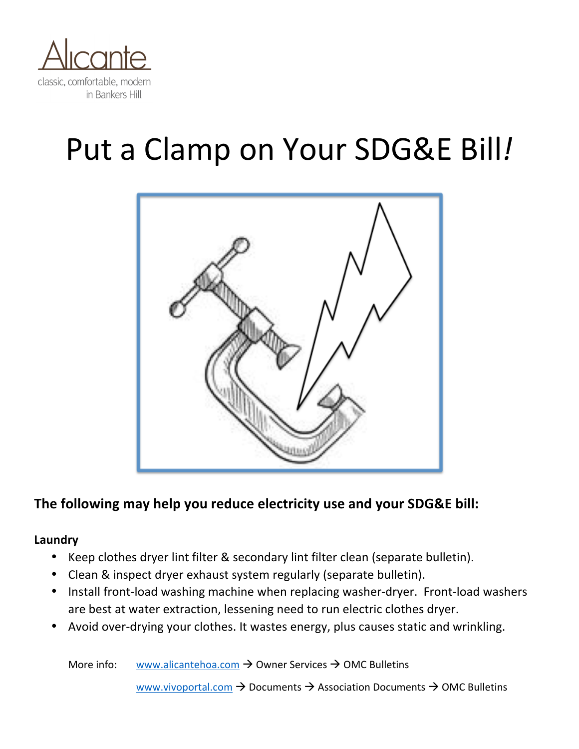Alicante

classic, comfortable, modern in Bankers Hill

# Put a Clamp on Your SDG&E Bill*!*

**The following may help you reduce electricity use and your SDG&E bill:**

**Laundry**

- Keep clothes dryer lint filter & secondary lint filter clean (separate bulletin).
- Clean & inspect dryer exhaust system regularly (separate bulletin).
- Install front-load washing machine when replacing washer-dryer. Front-load washers are best at water extraction, lessening need to run electric clothes dryer.
- Avoid over-drying your clothes. It wastes energy, plus causes static and wrinkling.

More info: www.alicantehoa.com → Owner Services → OMC Bulletins

www.vivoportal.com → Documents → Association Documents → OMC Bulletins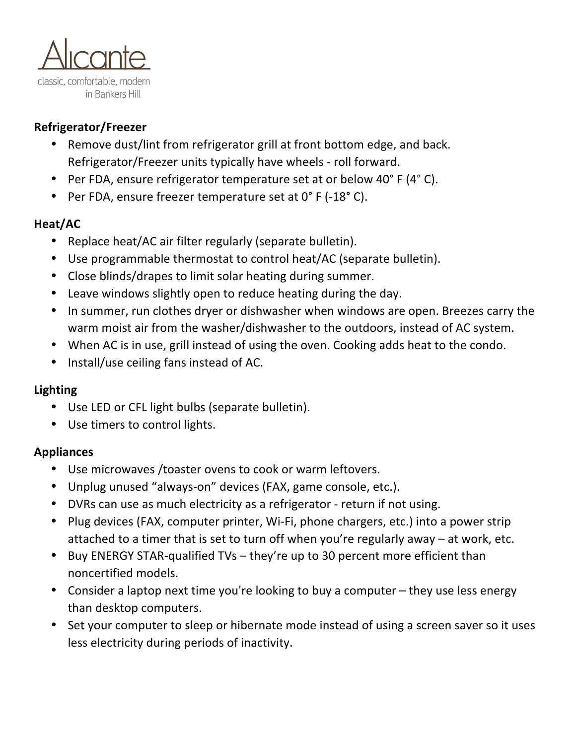Alicante

classic, comfortable, modern
in Bankers Hill

**Refrigerator/Freezer**

- Remove dust/lint from refrigerator grill at front bottom edge, and back. Refrigerator/Freezer units typically have wheels - roll forward.
- Per FDA, ensure refrigerator temperature set at or below 40° F (4° C).
- Per FDA, ensure freezer temperature set at 0° F (-18° C).

**Heat/AC**

- Replace heat/AC air filter regularly (separate bulletin).
- Use programmable thermostat to control heat/AC (separate bulletin).
- Close blinds/drapes to limit solar heating during summer.
- Leave windows slightly open to reduce heating during the day.
- In summer, run clothes dryer or dishwasher when windows are open. Breezes carry the warm moist air from the washer/dishwasher to the outdoors, instead of AC system.
- When AC is in use, grill instead of using the oven. Cooking adds heat to the condo.
- Install/use ceiling fans instead of AC.

**Lighting**

- Use LED or CFL light bulbs (separate bulletin).
- Use timers to control lights.

**Appliances**

- Use microwaves /toaster ovens to cook or warm leftovers.
- Unplug unused “always-on” devices (FAX, game console, etc.).
- DVRs can use as much electricity as a refrigerator - return if not using.
- Plug devices (FAX, computer printer, Wi-Fi, phone chargers, etc.) into a power strip attached to a timer that is set to turn off when you’re regularly away – at work, etc.
- Buy ENERGY STAR-qualified TVs – they’re up to 30 percent more efficient than noncertified models.
- Consider a laptop next time you're looking to buy a computer – they use less energy than desktop computers.
- Set your computer to sleep or hibernate mode instead of using a screen saver so it uses less electricity during periods of inactivity.